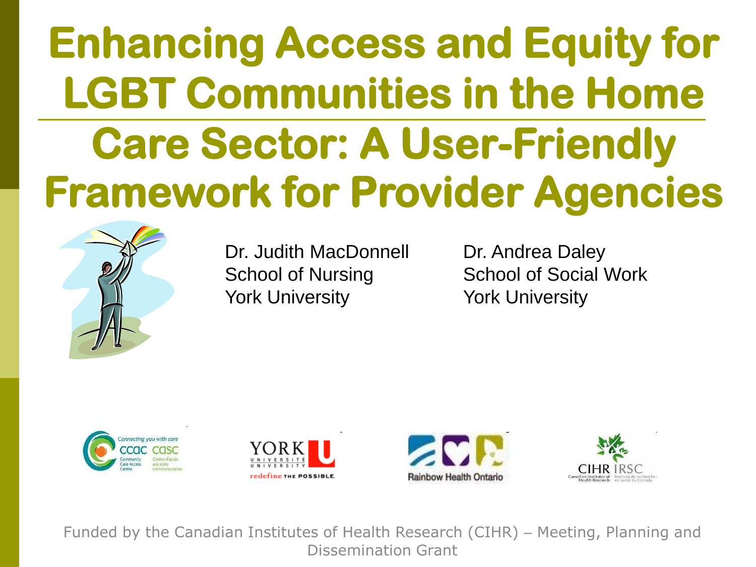# Enhancing Access and Equity for LGBT Communities in the Home Care Sector: A User-Friendly Framework for Provider Agencies

Dr. Judith MacDonnell
School of Nursing
York University

Dr. Andrea Daley
School of Social Work
York University

Funded by the Canadian Institutes of Health Research (CIHR) – Meeting, Planning and Dissemination Grant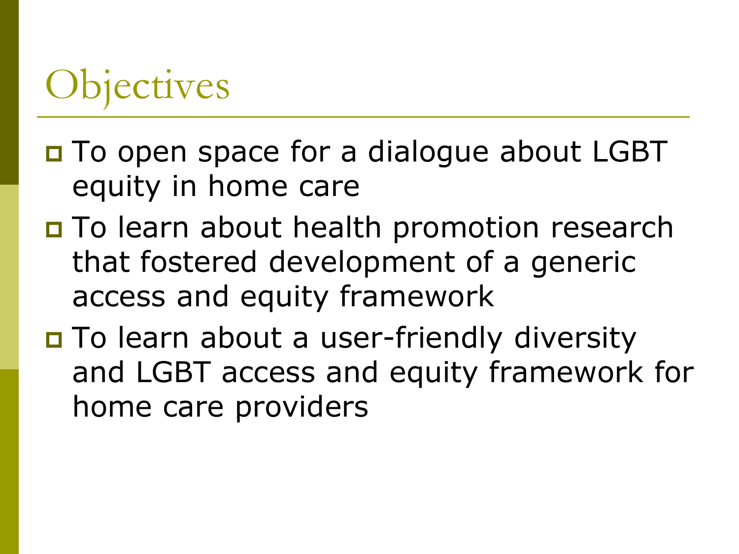# Objectives

- To open space for a dialogue about LGBT equity in home care
- To learn about health promotion research that fostered development of a generic access and equity framework
- To learn about a user-friendly diversity and LGBT access and equity framework for home care providers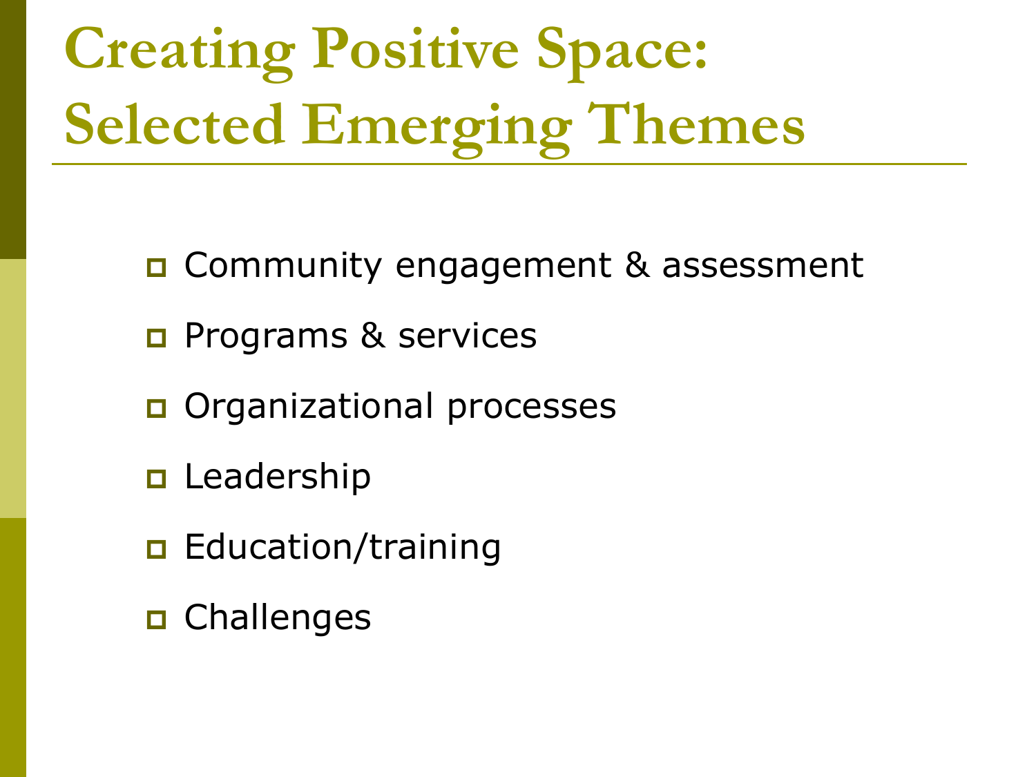# Creating Positive Space: Selected Emerging Themes

- Community engagement & assessment
- Programs & services
- Organizational processes
- Leadership
- Education/training
- Challenges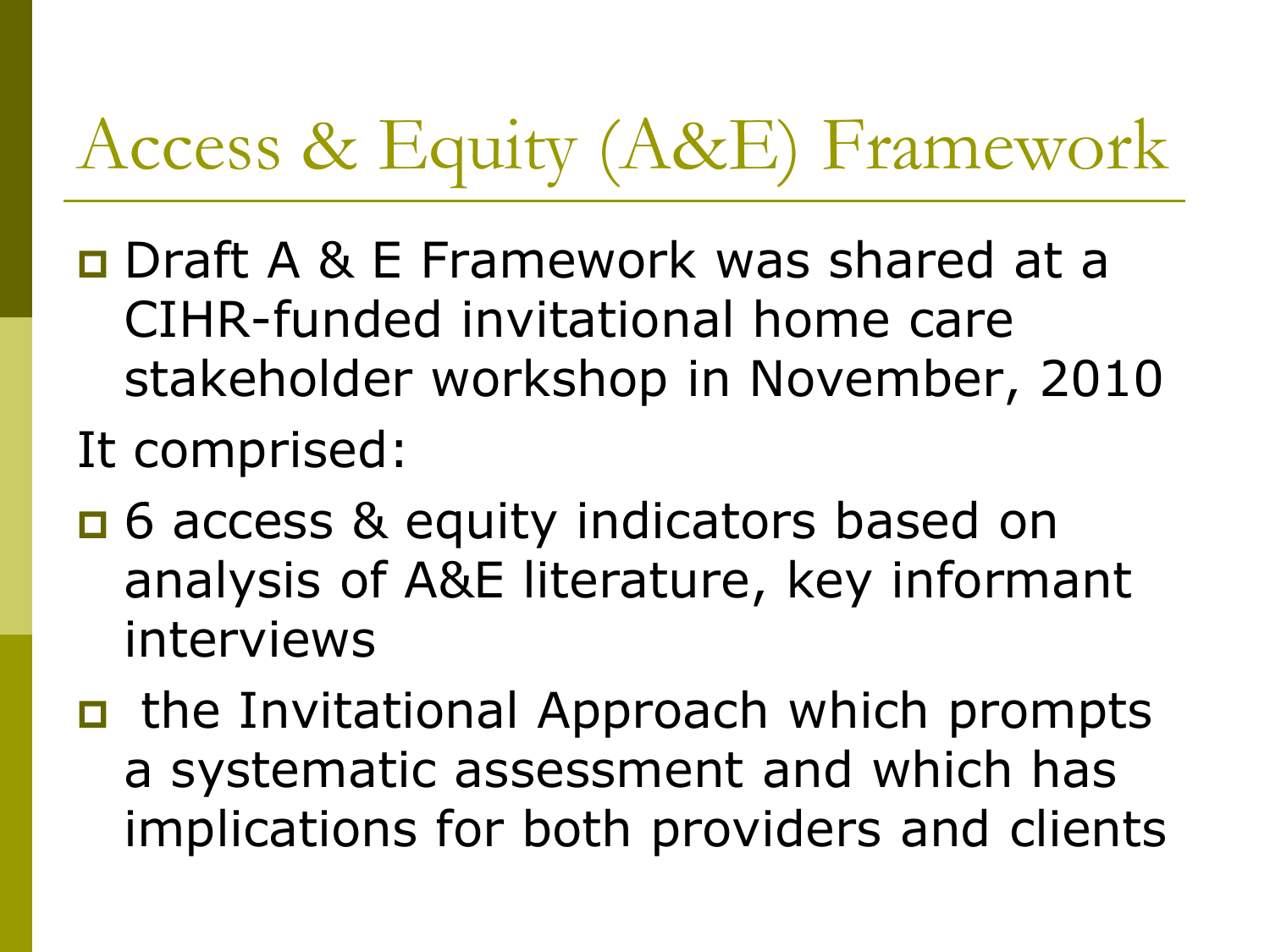# Access & Equity (A&E) Framework

- Draft A & E Framework was shared at a CIHR-funded invitational home care stakeholder workshop in November, 2010

It comprised:

- 6 access & equity indicators based on analysis of A&E literature, key informant interviews
- the Invitational Approach which prompts a systematic assessment and which has implications for both providers and clients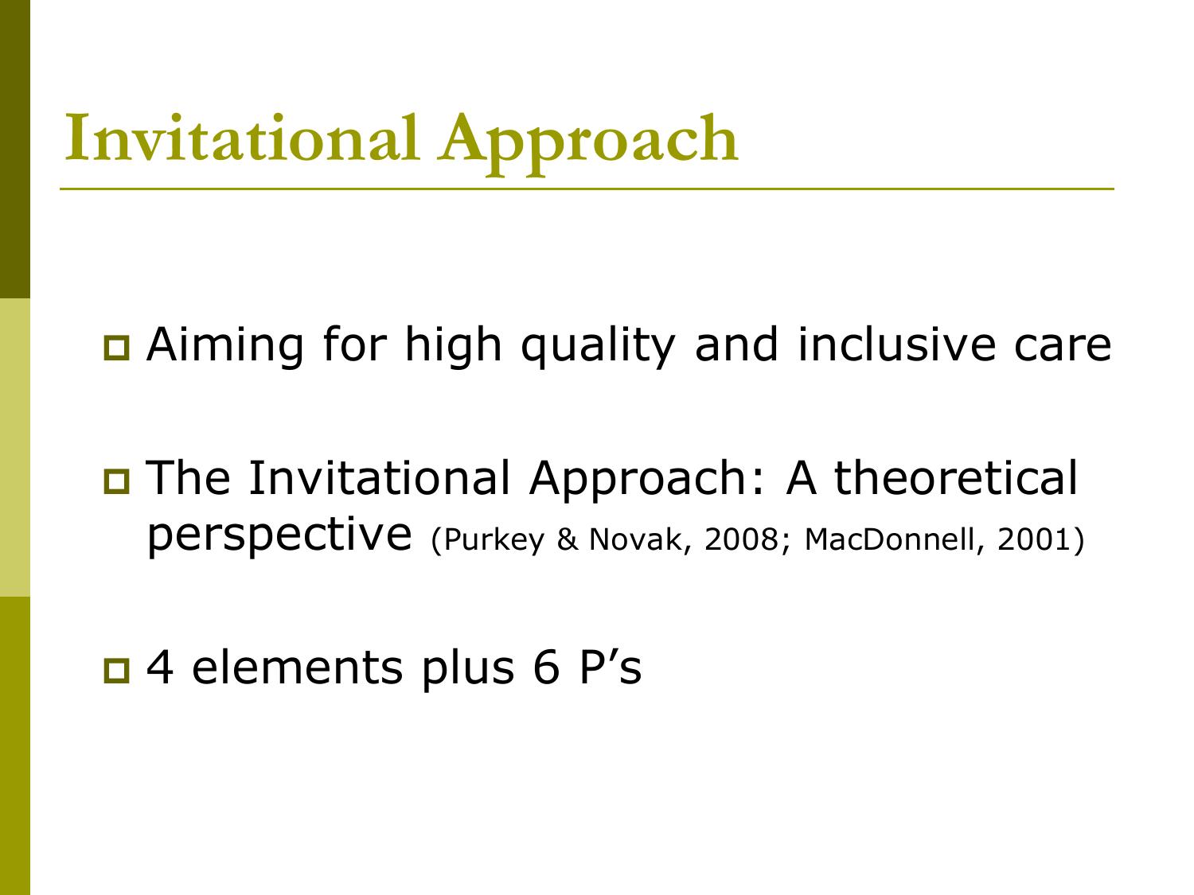# Invitational Approach

- Aiming for high quality and inclusive care
- The Invitational Approach: A theoretical perspective (Purkey & Novak, 2008; MacDonnell, 2001)
- 4 elements plus 6 P's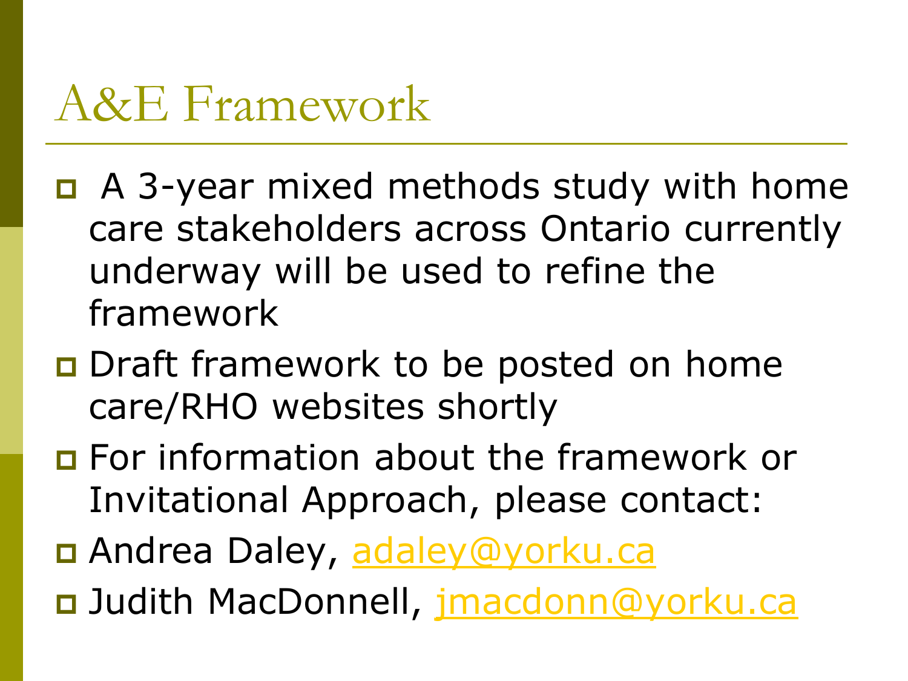# A&E Framework

- A 3-year mixed methods study with home care stakeholders across Ontario currently underway will be used to refine the framework
- Draft framework to be posted on home care/RHO websites shortly
- For information about the framework or Invitational Approach, please contact:
- Andrea Daley, adaley@yorku.ca
- Judith MacDonnell, jmacdonn@yorku.ca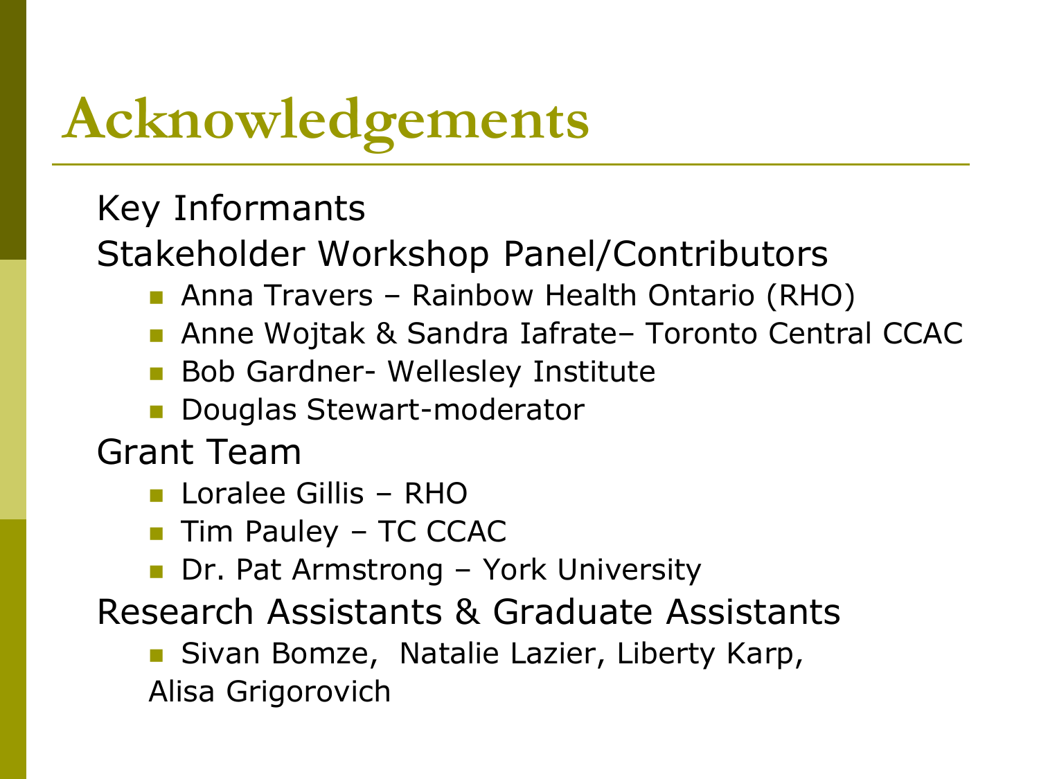# Acknowledgements

Key Informants

Stakeholder Workshop Panel/Contributors

- Anna Travers – Rainbow Health Ontario (RHO)
- Anne Wojtak & Sandra Iafrate– Toronto Central CCAC
- Bob Gardner- Wellesley Institute
- Douglas Stewart-moderator

Grant Team

- Loralee Gillis – RHO
- Tim Pauley – TC CCAC
- Dr. Pat Armstrong – York University

Research Assistants & Graduate Assistants

- Sivan Bomze, Natalie Lazier, Liberty Karp, Alisa Grigorovich